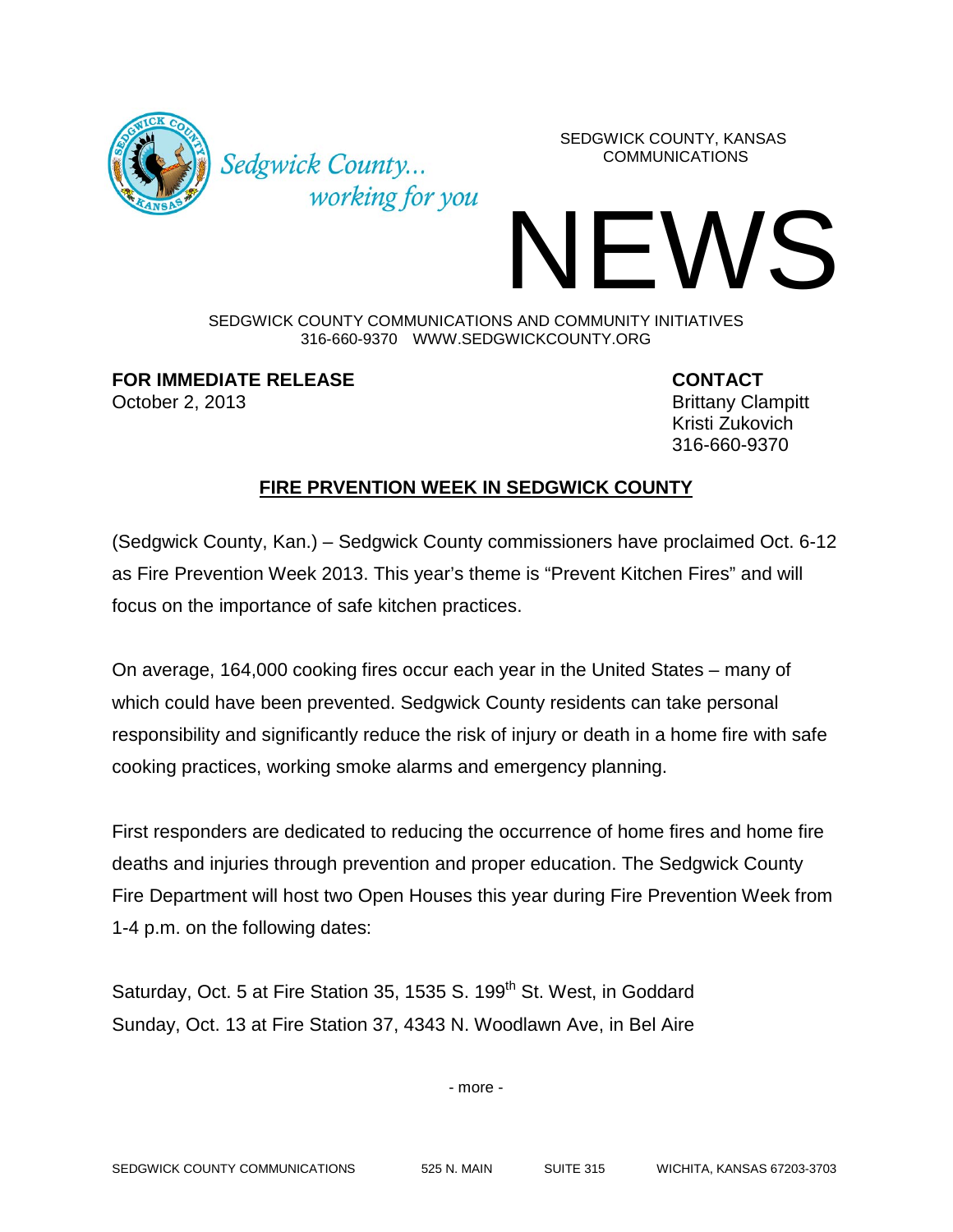Sedgwick County... working for you

SEDGWICK COUNTY, KANSAS
COMMUNICATIONS

# NEWS

SEDGWICK COUNTY COMMUNICATIONS AND COMMUNITY INITIATIVES
316-660-9370 WWW.SEDGWICKCOUNTY.ORG

**FOR IMMEDIATE RELEASE**
October 2, 2013

**CONTACT**
Brittany Clampitt
Kristi Zukovich
316-660-9370

## FIRE PRVENTION WEEK IN SEDGWICK COUNTY

(Sedgwick County, Kan.) – Sedgwick County commissioners have proclaimed Oct. 6-12 as Fire Prevention Week 2013. This year's theme is "Prevent Kitchen Fires" and will focus on the importance of safe kitchen practices.

On average, 164,000 cooking fires occur each year in the United States – many of which could have been prevented. Sedgwick County residents can take personal responsibility and significantly reduce the risk of injury or death in a home fire with safe cooking practices, working smoke alarms and emergency planning.

First responders are dedicated to reducing the occurrence of home fires and home fire deaths and injuries through prevention and proper education. The Sedgwick County Fire Department will host two Open Houses this year during Fire Prevention Week from 1-4 p.m. on the following dates:

Saturday, Oct. 5 at Fire Station 35, 1535 S. 199th St. West, in Goddard
Sunday, Oct. 13 at Fire Station 37, 4343 N. Woodlawn Ave, in Bel Aire

- more -

SEDGWICK COUNTY COMMUNICATIONS 525 N. MAIN SUITE 315 WICHITA, KANSAS 67203-3703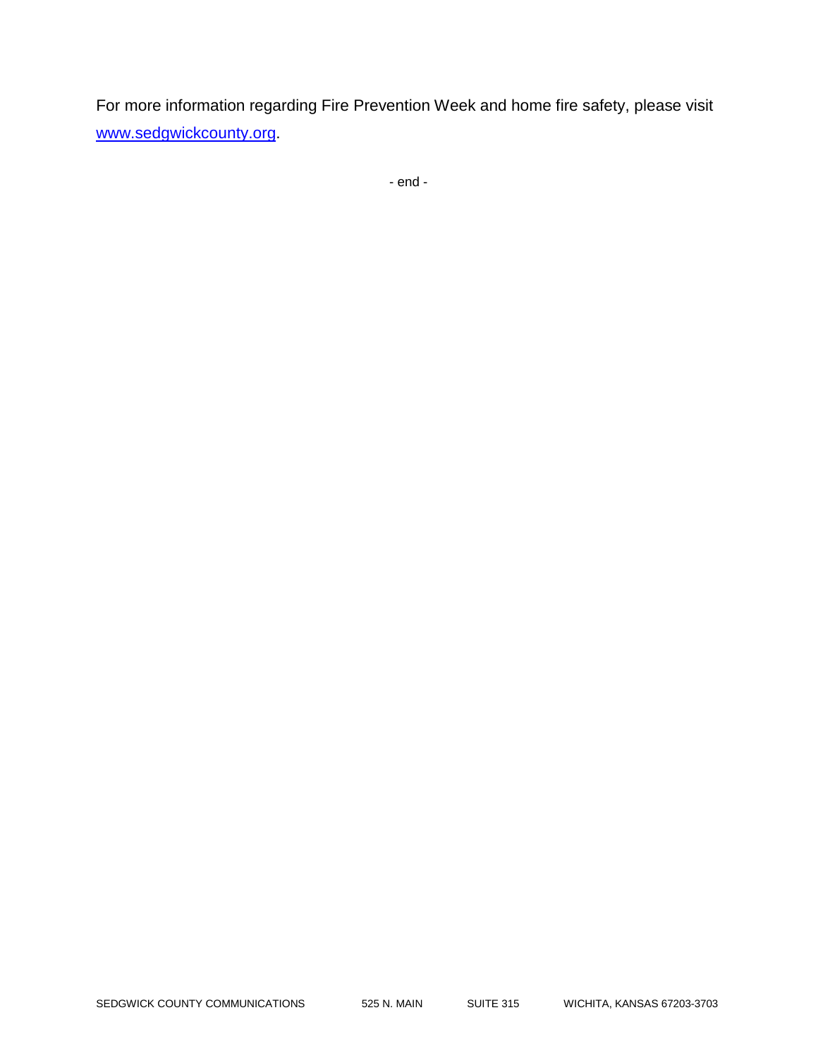For more information regarding Fire Prevention Week and home fire safety, please visit [www.sedgwickcounty.org](http://www.sedgwickcounty.org).

- end -